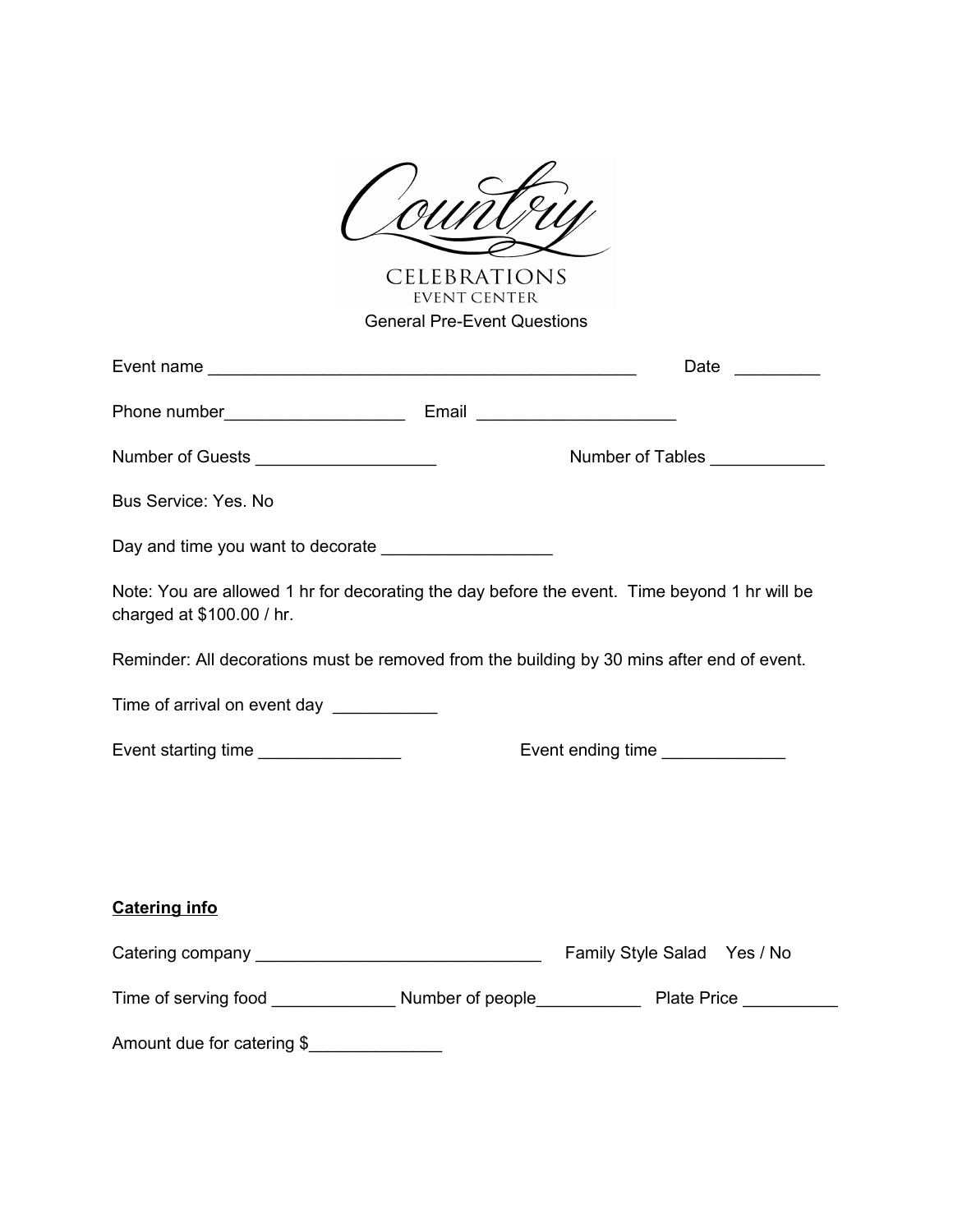# Country

## CELEBRATIONS
### EVENT CENTER

General Pre-Event Questions

Event name _______________________________________________ Date _________

Phone number___________________ Email _____________________

Number of Guests ___________________ Number of Tables ____________

Bus Service: Yes. No

Day and time you want to decorate __________________

Note: You are allowed 1 hr for decorating the day before the event. Time beyond 1 hr will be charged at $100.00 / hr.

Reminder: All decorations must be removed from the building by 30 mins after end of event.

Time of arrival on event day ___________

Event starting time _______________ Event ending time _____________

**Catering info**

Catering company ______________________________ Family Style Salad Yes / No

Time of serving food _____________ Number of people___________ Plate Price __________

Amount due for catering $______________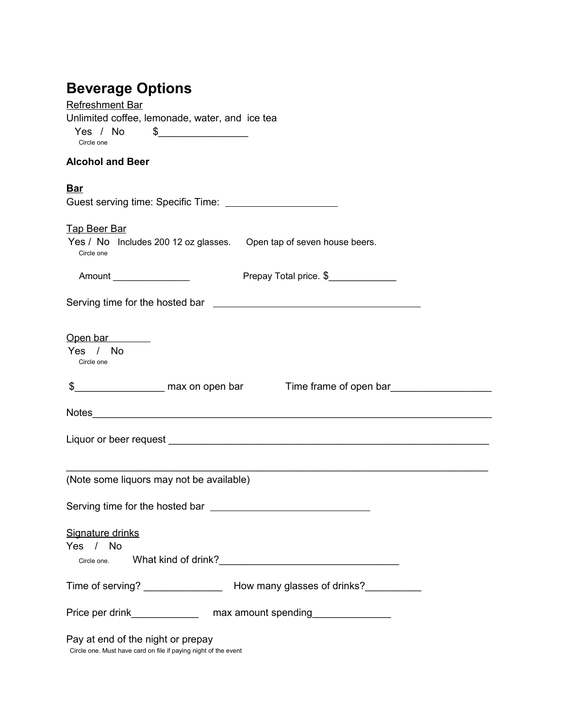# Beverage Options

Refreshment Bar

Unlimited coffee, lemonade, water, and ice tea

Yes / No $________________

Circle one

**Alcohol and Beer**

**Bar**

Guest serving time: Specific Time: ____________________

Tap Beer Bar

Yes / No Includes 200 12 oz glasses. Open tap of seven house beers.

Circle one

Amount _______________ Prepay Total price. $_____________

Serving time for the hosted bar ______________________________________

Open bar

Yes / No

Circle one

$________________ max on open bar Time frame of open bar__________________

Notes___________________________________________________________________________

Liquor or beer request ____________________________________________________________

_______________________________________________________________________________

(Note some liquors may not be available)

Serving time for the hosted bar _____________________________

Signature drinks

Yes / No

Circle one. What kind of drink?________________________________

Time of serving? ______________ How many glasses of drinks?__________

Price per drink____________ max amount spending______________

Pay at end of the night or prepay

Circle one. Must have card on file if paying night of the event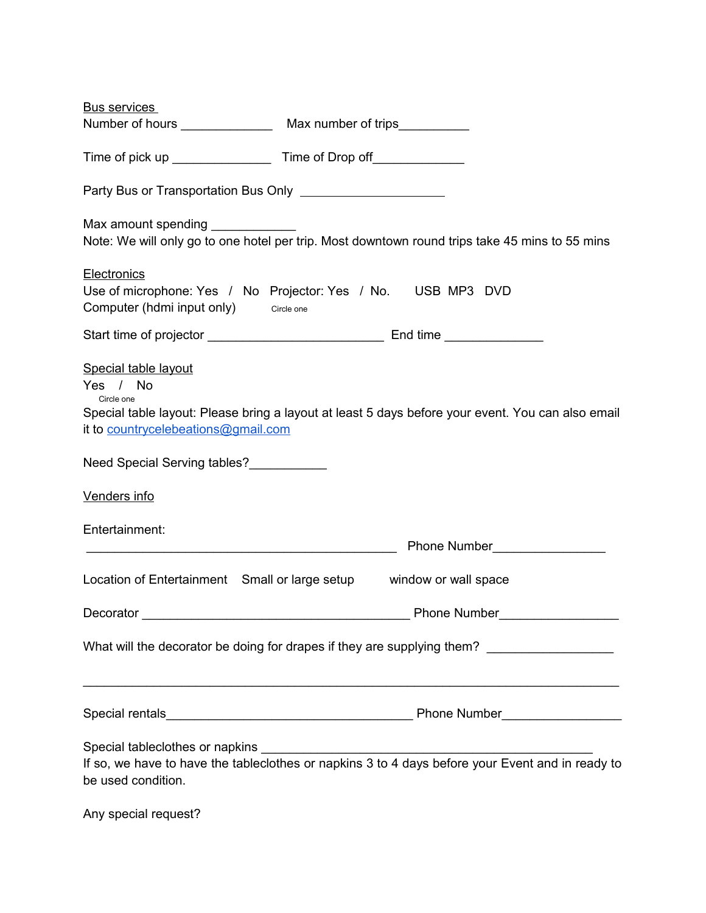<u>Bus services</u>

Number of hours _____________ Max number of trips__________

Time of pick up ______________ Time of Drop off_____________

Party Bus or Transportation Bus Only ____________________

Max amount spending ____________

Note: We will only go to one hotel per trip. Most downtown round trips take 45 mins to 55 mins

<u>Electronics</u>

Use of microphone: Yes / No Projector: Yes / No. USB MP3 DVD Computer (hdmi input only) Circle one

Start time of projector ________________________ End time ______________

<u>Special table layout</u>

Yes / No
Circle one

Special table layout: Please bring a layout at least 5 days before your event. You can also email it to countrycelebeations@gmail.com

Need Special Serving tables?___________

<u>Venders info</u>

Entertainment:
_____________________________________________ Phone Number________________

Location of Entertainment Small or large setup window or wall space

Decorator _______________________________________ Phone Number_________________

What will the decorator be doing for drapes if they are supplying them? __________________

_____________________________________________________________________________

Special rentals____________________________________ Phone Number_________________

Special tableclothes or napkins _______________________________________________

If so, we have to have the tableclothes or napkins 3 to 4 days before your Event and in ready to be used condition.

Any special request?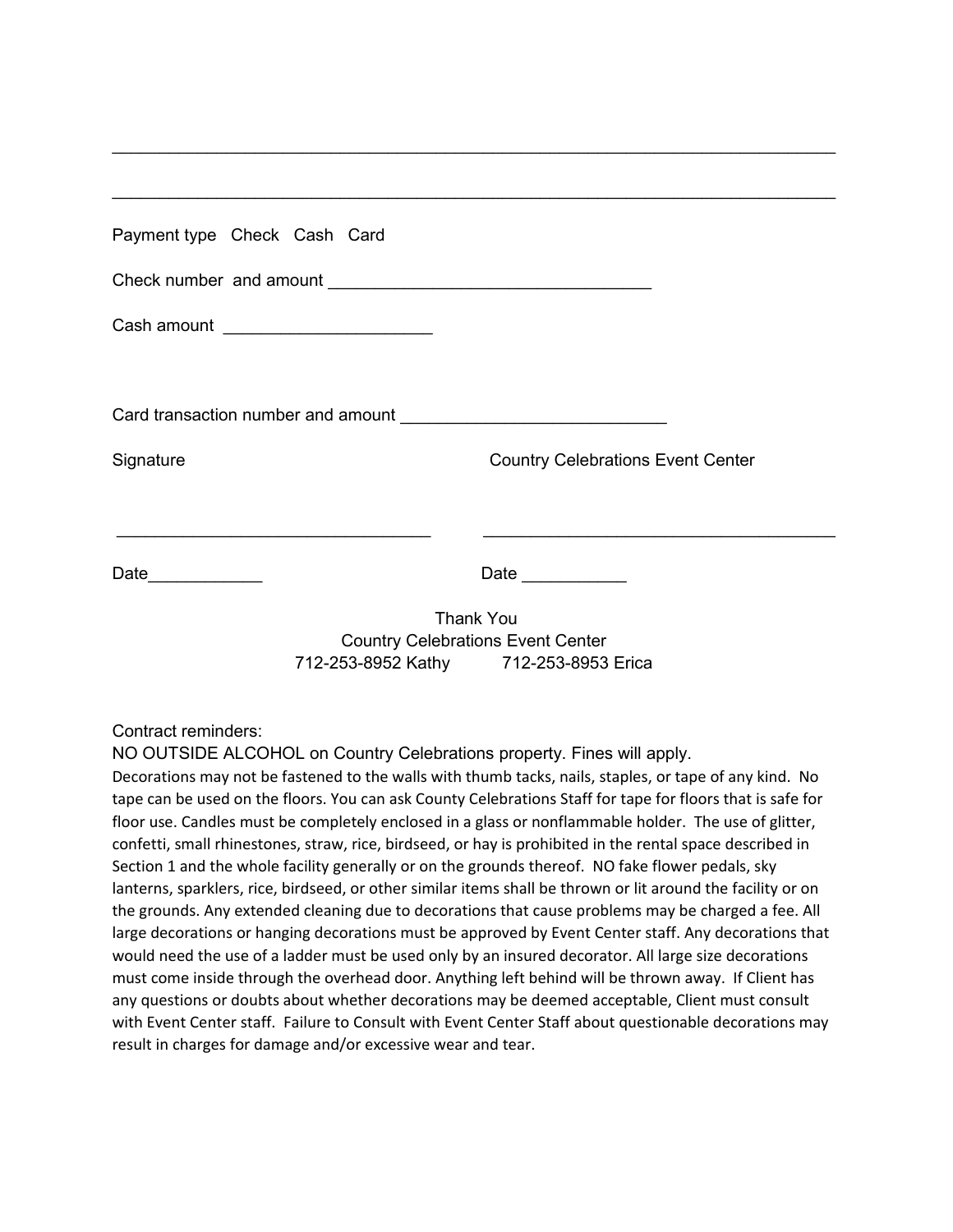______________________________________________________________________________

______________________________________________________________________________

Payment type   Check   Cash   Card

Check number  and amount ___________________________________

Cash amount  ______________________

Card transaction number and amount ____________________________

Signature                                                     Country Celebrations Event Center

_________________________________          ______________________________________

Date____________                                        Date ___________

Thank You
Country Celebrations Event Center
712-253-8952 Kathy          712-253-8953 Erica

Contract reminders:

NO OUTSIDE ALCOHOL on Country Celebrations property. Fines will apply.

Decorations may not be fastened to the walls with thumb tacks, nails, staples, or tape of any kind. No tape can be used on the floors. You can ask County Celebrations Staff for tape for floors that is safe for floor use. Candles must be completely enclosed in a glass or nonflammable holder. The use of glitter, confetti, small rhinestones, straw, rice, birdseed, or hay is prohibited in the rental space described in Section 1 and the whole facility generally or on the grounds thereof. NO fake flower pedals, sky lanterns, sparklers, rice, birdseed, or other similar items shall be thrown or lit around the facility or on the grounds. Any extended cleaning due to decorations that cause problems may be charged a fee. All large decorations or hanging decorations must be approved by Event Center staff. Any decorations that would need the use of a ladder must be used only by an insured decorator. All large size decorations must come inside through the overhead door. Anything left behind will be thrown away. If Client has any questions or doubts about whether decorations may be deemed acceptable, Client must consult with Event Center staff. Failure to Consult with Event Center Staff about questionable decorations may result in charges for damage and/or excessive wear and tear.